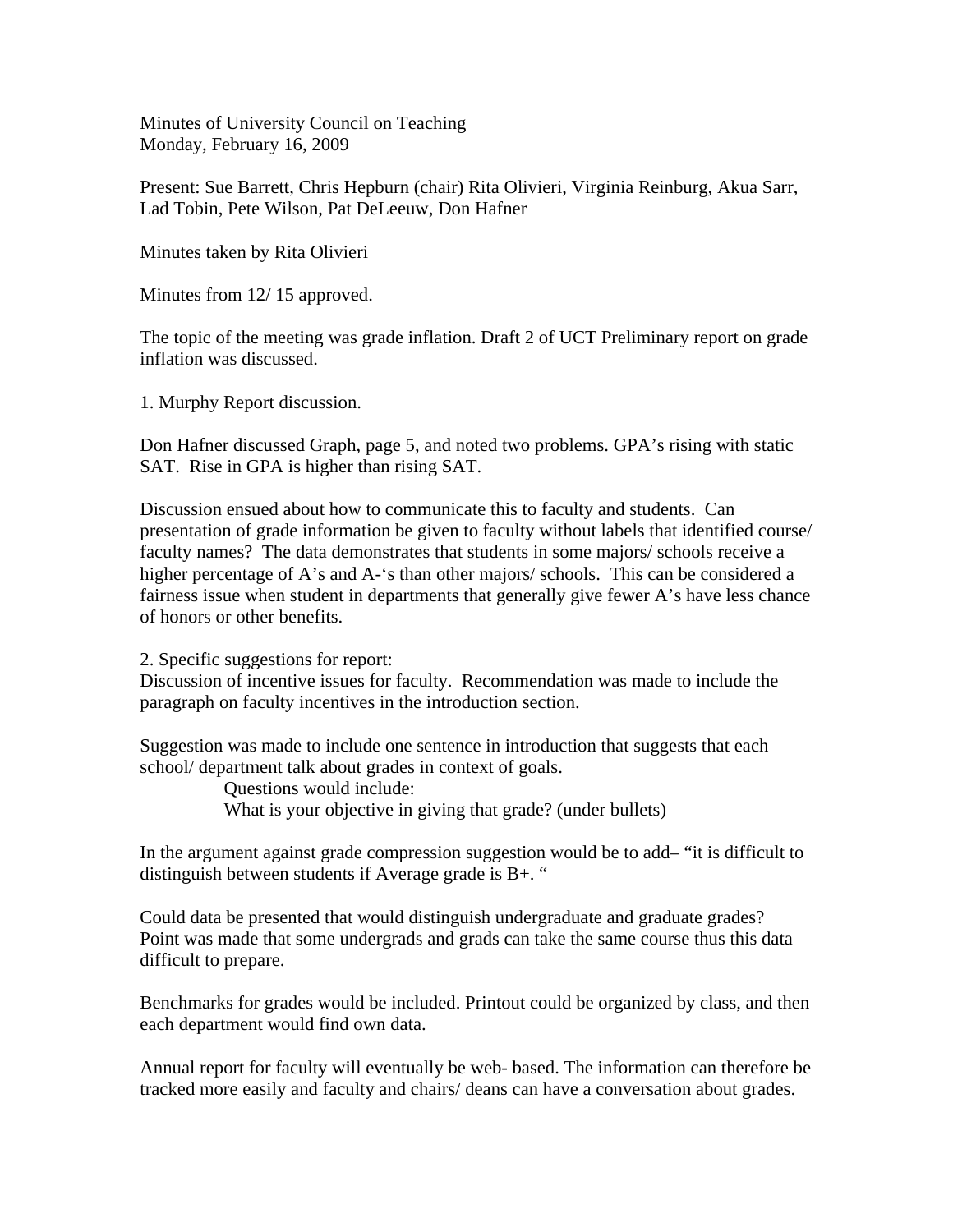Minutes of University Council on Teaching
Monday, February 16, 2009

Present: Sue Barrett, Chris Hepburn (chair) Rita Olivieri, Virginia Reinburg, Akua Sarr, Lad Tobin, Pete Wilson, Pat DeLeeuw, Don Hafner

Minutes taken by Rita Olivieri

Minutes from 12/ 15 approved.

The topic of the meeting was grade inflation. Draft 2 of UCT Preliminary report on grade inflation was discussed.

1. Murphy Report discussion.

Don Hafner discussed Graph, page 5, and noted two problems. GPA's rising with static SAT. Rise in GPA is higher than rising SAT.

Discussion ensued about how to communicate this to faculty and students. Can presentation of grade information be given to faculty without labels that identified course/ faculty names? The data demonstrates that students in some majors/ schools receive a higher percentage of A's and A-'s than other majors/ schools. This can be considered a fairness issue when student in departments that generally give fewer A's have less chance of honors or other benefits.

2. Specific suggestions for report:
Discussion of incentive issues for faculty. Recommendation was made to include the paragraph on faculty incentives in the introduction section.

Suggestion was made to include one sentence in introduction that suggests that each school/ department talk about grades in context of goals.

> Questions would include:
> What is your objective in giving that grade? (under bullets)

In the argument against grade compression suggestion would be to add– "it is difficult to distinguish between students if Average grade is B+. "

Could data be presented that would distinguish undergraduate and graduate grades? Point was made that some undergrads and grads can take the same course thus this data difficult to prepare.

Benchmarks for grades would be included. Printout could be organized by class, and then each department would find own data.

Annual report for faculty will eventually be web- based. The information can therefore be tracked more easily and faculty and chairs/ deans can have a conversation about grades.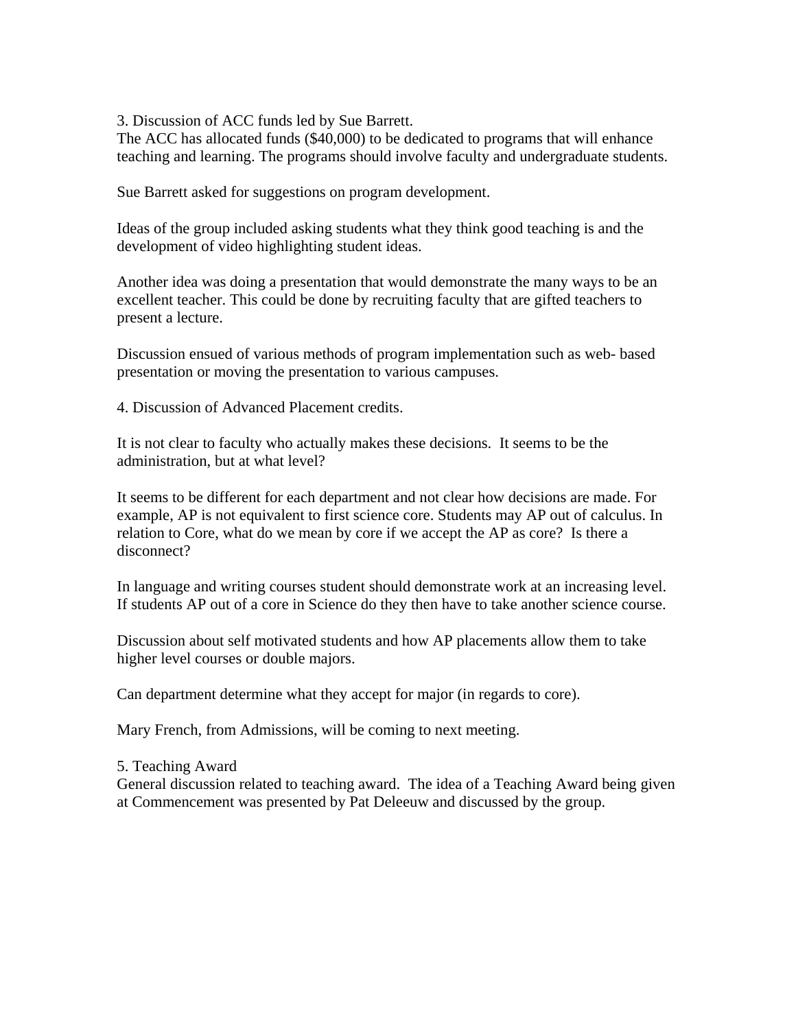3. Discussion of ACC funds led by Sue Barrett.
The ACC has allocated funds ($40,000) to be dedicated to programs that will enhance teaching and learning. The programs should involve faculty and undergraduate students.

Sue Barrett asked for suggestions on program development.

Ideas of the group included asking students what they think good teaching is and the development of video highlighting student ideas.

Another idea was doing a presentation that would demonstrate the many ways to be an excellent teacher. This could be done by recruiting faculty that are gifted teachers to present a lecture.

Discussion ensued of various methods of program implementation such as web- based presentation or moving the presentation to various campuses.

4. Discussion of Advanced Placement credits.

It is not clear to faculty who actually makes these decisions. It seems to be the administration, but at what level?

It seems to be different for each department and not clear how decisions are made. For example, AP is not equivalent to first science core. Students may AP out of calculus. In relation to Core, what do we mean by core if we accept the AP as core? Is there a disconnect?

In language and writing courses student should demonstrate work at an increasing level. If students AP out of a core in Science do they then have to take another science course.

Discussion about self motivated students and how AP placements allow them to take higher level courses or double majors.

Can department determine what they accept for major (in regards to core).

Mary French, from Admissions, will be coming to next meeting.

5. Teaching Award
General discussion related to teaching award. The idea of a Teaching Award being given at Commencement was presented by Pat Deleeuw and discussed by the group.